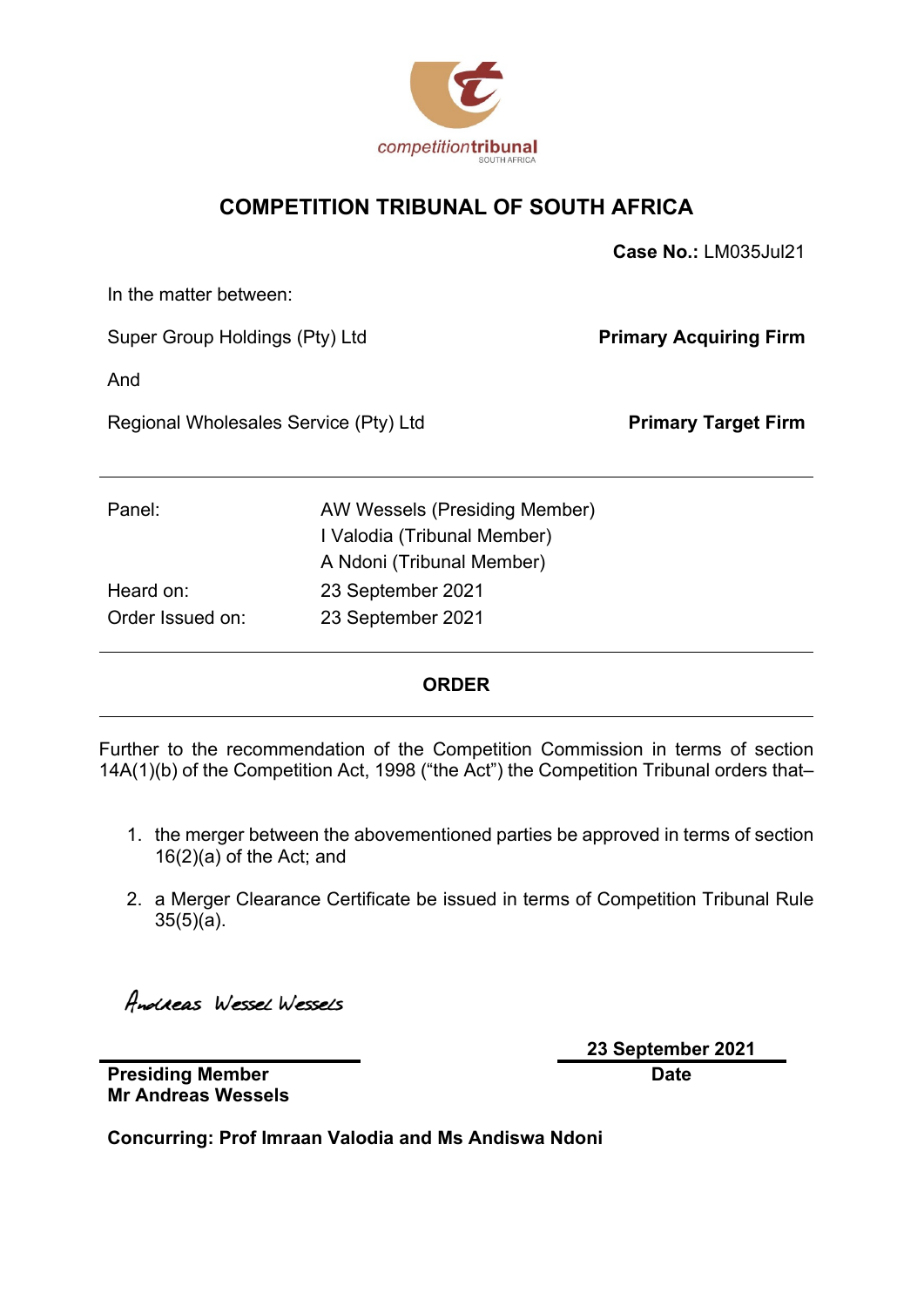competitiontribunal
SOUTH AFRICA

# COMPETITION TRIBUNAL OF SOUTH AFRICA

**Case No.:** LM035Jul21

In the matter between:

Super Group Holdings (Pty) Ltd **Primary Acquiring Firm**

And

Regional Wholesales Service (Pty) Ltd **Primary Target Firm**

| | |
|---|---|
| Panel: | AW Wessels (Presiding Member)<br>I Valodia (Tribunal Member)<br>A Ndoni (Tribunal Member) |
| Heard on: | 23 September 2021 |
| Order Issued on: | 23 September 2021 |

## ORDER

Further to the recommendation of the Competition Commission in terms of section 14A(1)(b) of the Competition Act, 1998 ("the Act") the Competition Tribunal orders that–

1. the merger between the abovementioned parties be approved in terms of section 16(2)(a) of the Act; and
2. a Merger Clearance Certificate be issued in terms of Competition Tribunal Rule 35(5)(a).

Andreas Wessel Wessels

**Presiding Member**
**Mr Andreas Wessels**

**23 September 2021**
**Date**

**Concurring: Prof Imraan Valodia and Ms Andiswa Ndoni**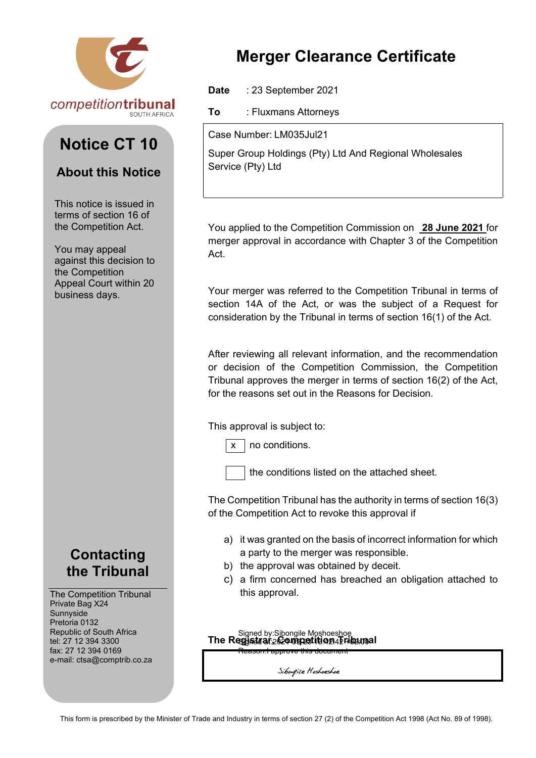competitiontribunal
SOUTH AFRICA

## Notice CT 10

### About this Notice

This notice is issued in terms of section 16 of the Competition Act.

You may appeal against this decision to the Competition Appeal Court within 20 business days.

### Contacting the Tribunal

The Competition Tribunal
Private Bag X24
Sunnyside
Pretoria 0132
Republic of South Africa
tel: 27 12 394 3300
fax: 27 12 394 0169
e-mail: ctsa@comptrib.co.za

# Merger Clearance Certificate

**Date** : 23 September 2021

**To** : Fluxmans Attorneys

Case Number: LM035Jul21

Super Group Holdings (Pty) Ltd And Regional Wholesales Service (Pty) Ltd

You applied to the Competition Commission on **28 June 2021** for merger approval in accordance with Chapter 3 of the Competition Act.

Your merger was referred to the Competition Tribunal in terms of section 14A of the Act, or was the subject of a Request for consideration by the Tribunal in terms of section 16(1) of the Act.

After reviewing all relevant information, and the recommendation or decision of the Competition Commission, the Competition Tribunal approves the merger in terms of section 16(2) of the Act, for the reasons set out in the Reasons for Decision.

This approval is subject to:

- [x] no conditions.
- [ ] the conditions listed on the attached sheet.

The Competition Tribunal has the authority in terms of section 16(3) of the Competition Act to revoke this approval if

a) it was granted on the basis of incorrect information for which a party to the merger was responsible.
b) the approval was obtained by deceit.
c) a firm concerned has breached an obligation attached to this approval.

**The Registrar, Competition Tribunal**

Signed by:Sibongile Moshoeshoe
Signed at:2021-09-23 15:42:14 +02:00
Reason:I approve this document

Sibongile Moshoeshoe

This form is prescribed by the Minister of Trade and Industry in terms of section 27 (2) of the Competition Act 1998 (Act No. 89 of 1998).